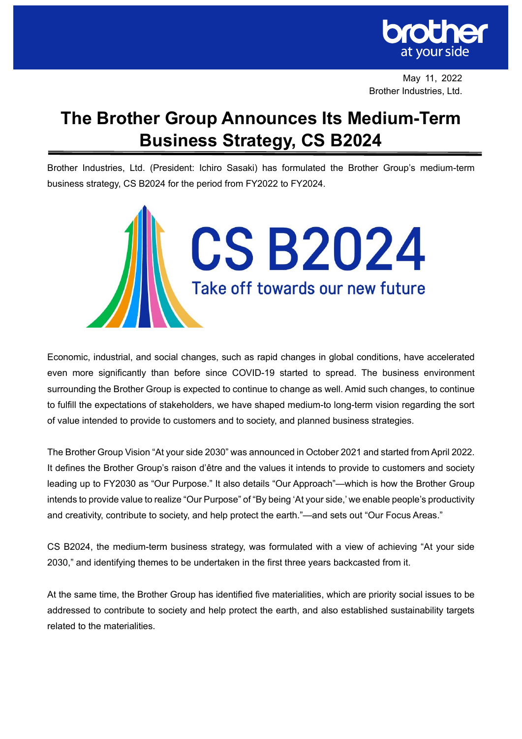May 11, 2022
Brother Industries, Ltd.

# The Brother Group Announces Its Medium-Term Business Strategy, CS B2024

Brother Industries, Ltd. (President: Ichiro Sasaki) has formulated the Brother Group's medium-term business strategy, CS B2024 for the period from FY2022 to FY2024.

CS B2024

Take off towards our new future

Economic, industrial, and social changes, such as rapid changes in global conditions, have accelerated even more significantly than before since COVID-19 started to spread. The business environment surrounding the Brother Group is expected to continue to change as well. Amid such changes, to continue to fulfill the expectations of stakeholders, we have shaped medium-to long-term vision regarding the sort of value intended to provide to customers and to society, and planned business strategies.

The Brother Group Vision "At your side 2030" was announced in October 2021 and started from April 2022. It defines the Brother Group's raison d'être and the values it intends to provide to customers and society leading up to FY2030 as "Our Purpose." It also details "Our Approach"—which is how the Brother Group intends to provide value to realize "Our Purpose" of "By being 'At your side,' we enable people's productivity and creativity, contribute to society, and help protect the earth."—and sets out "Our Focus Areas."

CS B2024, the medium-term business strategy, was formulated with a view of achieving "At your side 2030," and identifying themes to be undertaken in the first three years backcasted from it.

At the same time, the Brother Group has identified five materialities, which are priority social issues to be addressed to contribute to society and help protect the earth, and also established sustainability targets related to the materialities.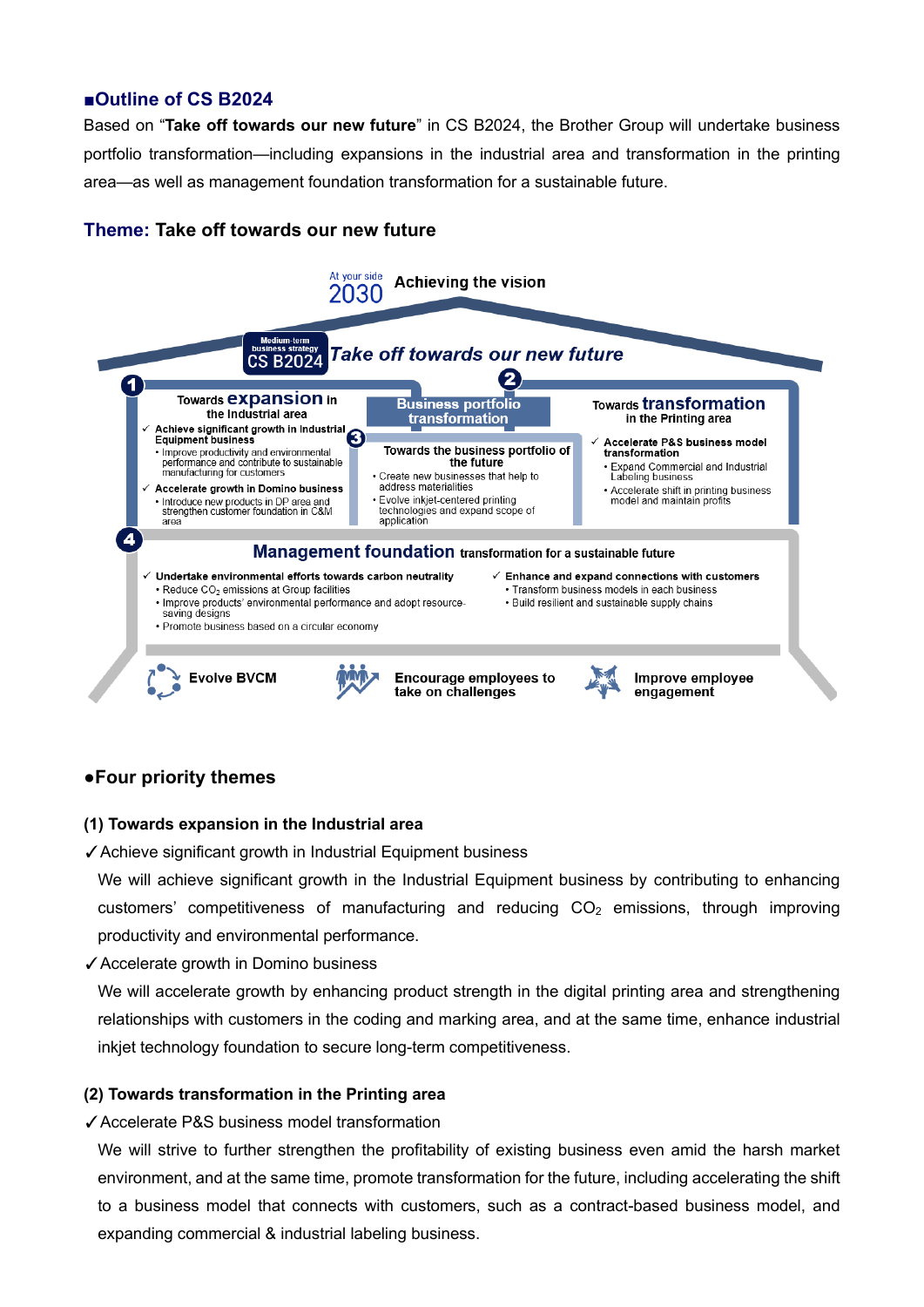## ■Outline of CS B2024

Based on "**Take off towards our new future**" in CS B2024, the Brother Group will undertake business portfolio transformation—including expansions in the industrial area and transformation in the printing area—as well as management foundation transformation for a sustainable future.

### Theme: Take off towards our new future

At your side 2030 Achieving the vision

Medium-term business strategy CS B2024 *Take off towards our new future*

**Business portfolio transformation**

**1** Towards **expansion** in the Industrial area
- ✓ Achieve significant growth in Industrial Equipment business
  - Improve productivity and environmental performance and contribute to sustainable manufacturing for customers
- ✓ Accelerate growth in Domino business
  - Introduce new products in DP area and strengthen customer foundation in C&M area

**2** Towards **transformation** in the Printing area
- ✓ Accelerate P&S business model transformation
  - Expand Commercial and Industrial Labeling business
  - Accelerate shift in printing business model and maintain profits

**3** Towards the business portfolio of the future
- Create new businesses that help to address materialities
- Evolve inkjet-centered printing technologies and expand scope of application

**4** **Management foundation** transformation for a sustainable future
- ✓ Undertake environmental efforts towards carbon neutrality
  - Reduce $CO_2$ emissions at Group facilities
  - Improve products' environmental performance and adopt resource-saving designs
  - Promote business based on a circular economy
- ✓ Enhance and expand connections with customers
  - Transform business models in each business
  - Build resilient and sustainable supply chains

Evolve BVCM | Encourage employees to take on challenges | Improve employee engagement

## ●Four priority themes

### (1) Towards expansion in the Industrial area

✓Achieve significant growth in Industrial Equipment business

We will achieve significant growth in the Industrial Equipment business by contributing to enhancing customers' competitiveness of manufacturing and reducing $CO_2$ emissions, through improving productivity and environmental performance.

✓Accelerate growth in Domino business

We will accelerate growth by enhancing product strength in the digital printing area and strengthening relationships with customers in the coding and marking area, and at the same time, enhance industrial inkjet technology foundation to secure long-term competitiveness.

### (2) Towards transformation in the Printing area

✓Accelerate P&S business model transformation

We will strive to further strengthen the profitability of existing business even amid the harsh market environment, and at the same time, promote transformation for the future, including accelerating the shift to a business model that connects with customers, such as a contract-based business model, and expanding commercial & industrial labeling business.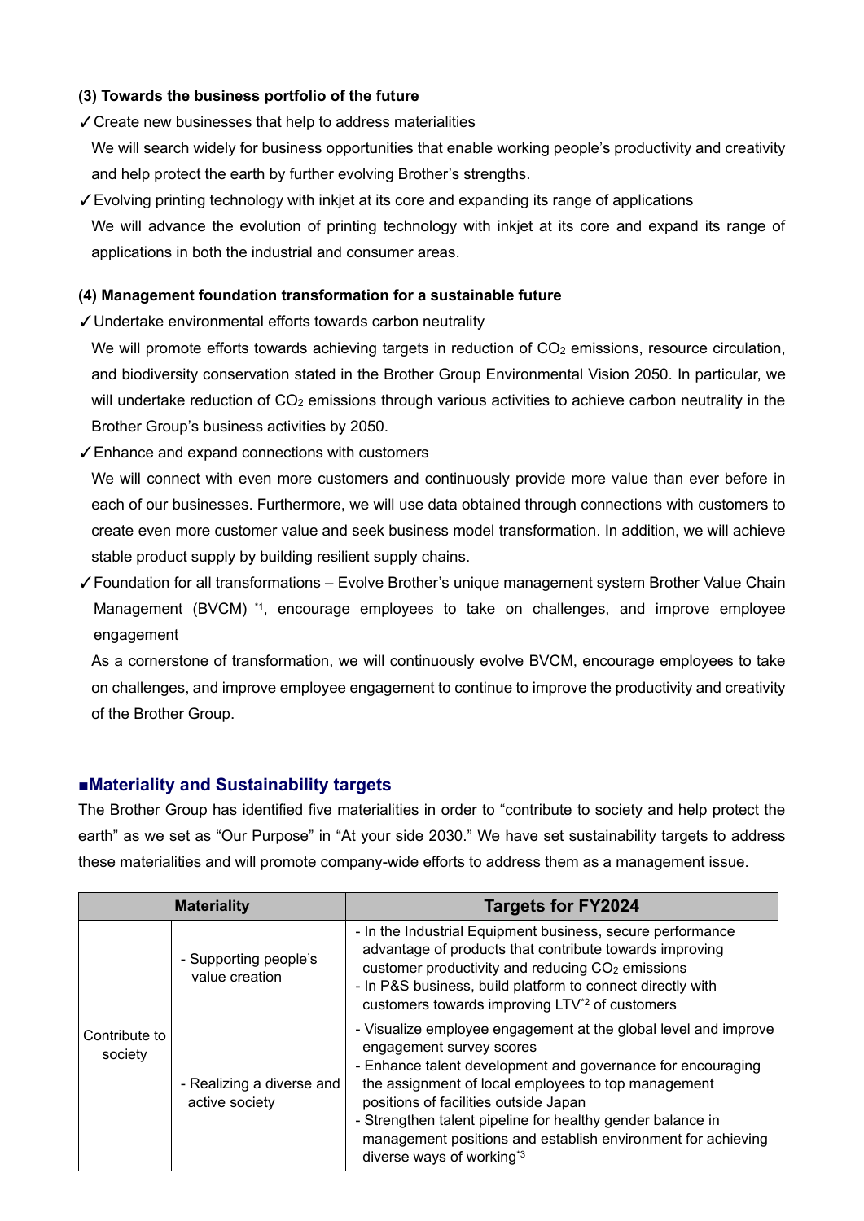**(3) Towards the business portfolio of the future**

✓Create new businesses that help to address materialities

We will search widely for business opportunities that enable working people's productivity and creativity and help protect the earth by further evolving Brother's strengths.

✓Evolving printing technology with inkjet at its core and expanding its range of applications

We will advance the evolution of printing technology with inkjet at its core and expand its range of applications in both the industrial and consumer areas.

**(4) Management foundation transformation for a sustainable future**

✓Undertake environmental efforts towards carbon neutrality

We will promote efforts towards achieving targets in reduction of $CO_2$ emissions, resource circulation, and biodiversity conservation stated in the Brother Group Environmental Vision 2050. In particular, we will undertake reduction of $CO_2$ emissions through various activities to achieve carbon neutrality in the Brother Group's business activities by 2050.

✓Enhance and expand connections with customers

We will connect with even more customers and continuously provide more value than ever before in each of our businesses. Furthermore, we will use data obtained through connections with customers to create even more customer value and seek business model transformation. In addition, we will achieve stable product supply by building resilient supply chains.

✓Foundation for all transformations – Evolve Brother's unique management system Brother Value Chain Management (BVCM) [*1], encourage employees to take on challenges, and improve employee engagement

As a cornerstone of transformation, we will continuously evolve BVCM, encourage employees to take on challenges, and improve employee engagement to continue to improve the productivity and creativity of the Brother Group.

## ■Materiality and Sustainability targets

The Brother Group has identified five materialities in order to "contribute to society and help protect the earth" as we set as "Our Purpose" in "At your side 2030." We have set sustainability targets to address these materialities and will promote company-wide efforts to address them as a management issue.

| Materiality | | Targets for FY2024 |
|---|---|---|
| Contribute to society | - Supporting people's value creation | - In the Industrial Equipment business, secure performance advantage of products that contribute towards improving customer productivity and reducing $CO_2$ emissions<br>- In P&S business, build platform to connect directly with customers towards improving LTV[*2] of customers |
| | - Realizing a diverse and active society | - Visualize employee engagement at the global level and improve engagement survey scores<br>- Enhance talent development and governance for encouraging the assignment of local employees to top management positions of facilities outside Japan<br>- Strengthen talent pipeline for healthy gender balance in management positions and establish environment for achieving diverse ways of working[*3] |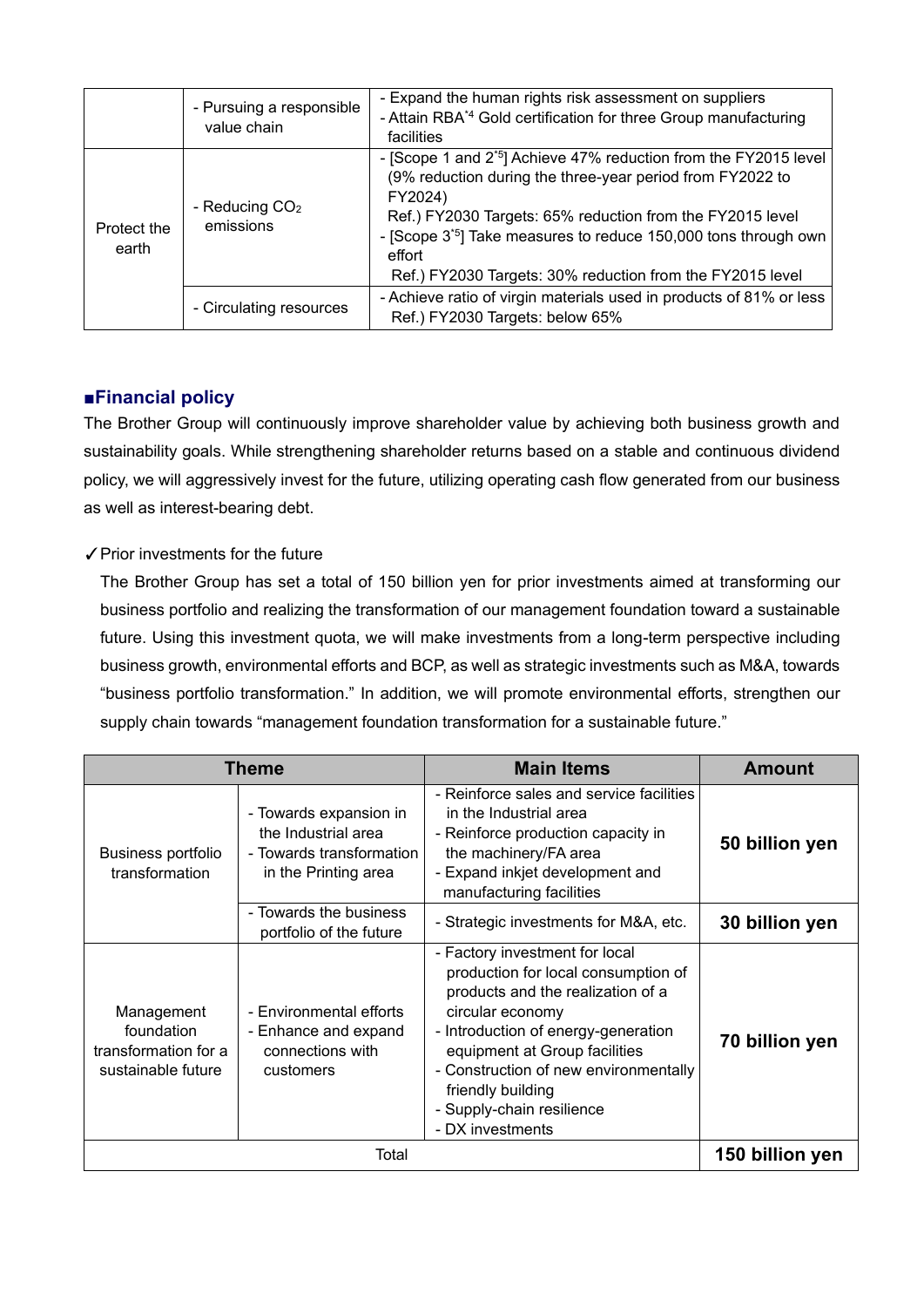| | | |
|---|---|---|
| | - Pursuing a responsible value chain | - Expand the human rights risk assessment on suppliers<br>- Attain RBA[*4] Gold certification for three Group manufacturing facilities |
| Protect the earth | - Reducing $CO_2$ emissions | - [Scope 1 and 2[*5]] Achieve 47% reduction from the FY2015 level (9% reduction during the three-year period from FY2022 to FY2024)<br>Ref.) FY2030 Targets: 65% reduction from the FY2015 level<br>- [Scope 3[*5]] Take measures to reduce 150,000 tons through own effort<br>Ref.) FY2030 Targets: 30% reduction from the FY2015 level |
| | - Circulating resources | - Achieve ratio of virgin materials used in products of 81% or less<br>Ref.) FY2030 Targets: below 65% |

## ■Financial policy

The Brother Group will continuously improve shareholder value by achieving both business growth and sustainability goals. While strengthening shareholder returns based on a stable and continuous dividend policy, we will aggressively invest for the future, utilizing operating cash flow generated from our business as well as interest-bearing debt.

✓Prior investments for the future

The Brother Group has set a total of 150 billion yen for prior investments aimed at transforming our business portfolio and realizing the transformation of our management foundation toward a sustainable future. Using this investment quota, we will make investments from a long-term perspective including business growth, environmental efforts and BCP, as well as strategic investments such as M&A, towards "business portfolio transformation." In addition, we will promote environmental efforts, strengthen our supply chain towards "management foundation transformation for a sustainable future."

| Theme | | Main Items | Amount |
|---|---|---|---|
| Business portfolio transformation | - Towards expansion in the Industrial area<br>- Towards transformation in the Printing area | - Reinforce sales and service facilities in the Industrial area<br>- Reinforce production capacity in the machinery/FA area<br>- Expand inkjet development and manufacturing facilities | **50 billion yen** |
| | - Towards the business portfolio of the future | - Strategic investments for M&A, etc. | **30 billion yen** |
| Management foundation transformation for a sustainable future | - Environmental efforts<br>- Enhance and expand connections with customers | - Factory investment for local production for local consumption of products and the realization of a circular economy<br>- Introduction of energy-generation equipment at Group facilities<br>- Construction of new environmentally friendly building<br>- Supply-chain resilience<br>- DX investments | **70 billion yen** |
| Total | | | **150 billion yen** |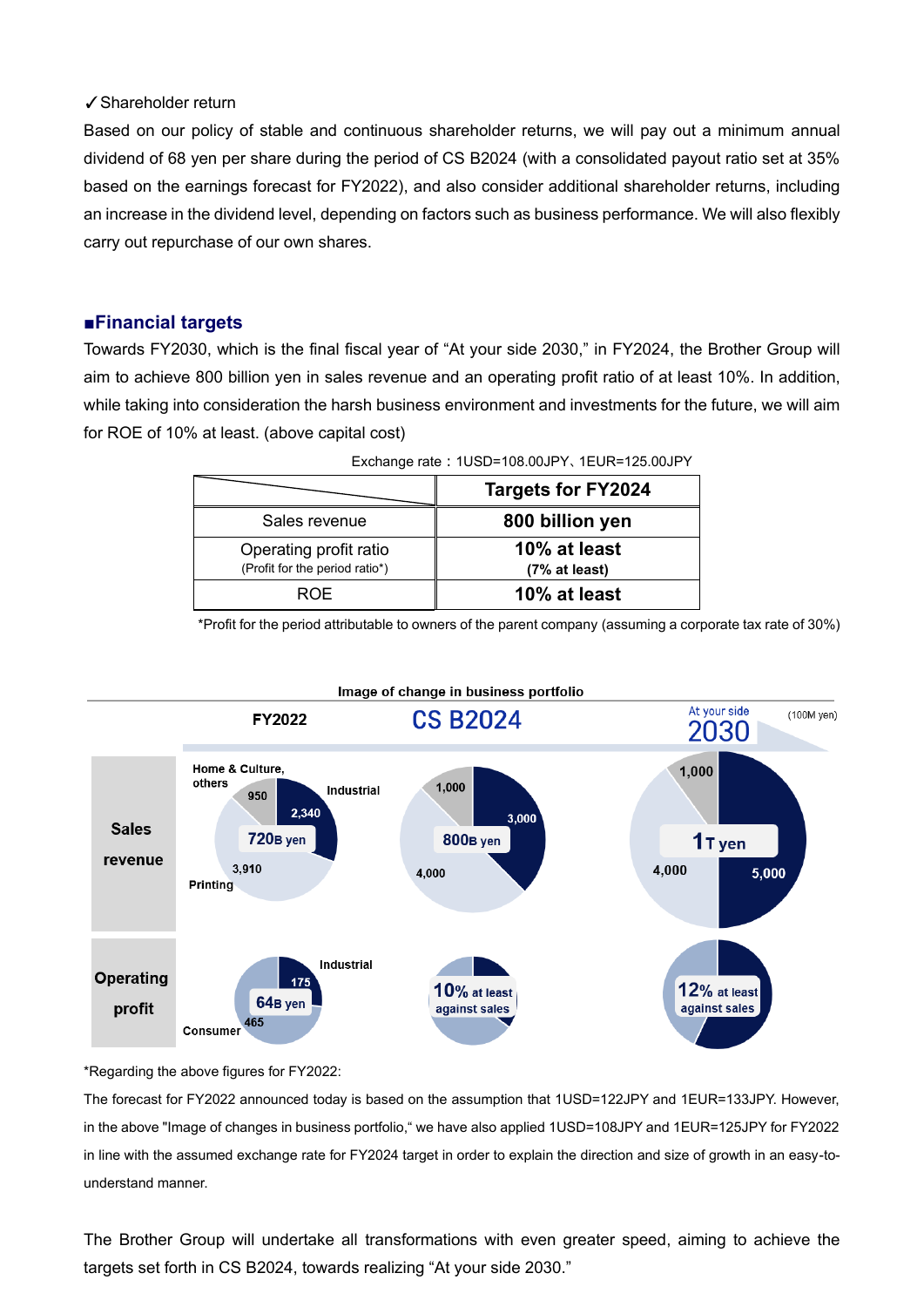✓Shareholder return

Based on our policy of stable and continuous shareholder returns, we will pay out a minimum annual dividend of 68 yen per share during the period of CS B2024 (with a consolidated payout ratio set at 35% based on the earnings forecast for FY2022), and also consider additional shareholder returns, including an increase in the dividend level, depending on factors such as business performance. We will also flexibly carry out repurchase of our own shares.

## ■Financial targets

Towards FY2030, which is the final fiscal year of "At your side 2030," in FY2024, the Brother Group will aim to achieve 800 billion yen in sales revenue and an operating profit ratio of at least 10%. In addition, while taking into consideration the harsh business environment and investments for the future, we will aim for ROE of 10% at least. (above capital cost)

Exchange rate：1USD=108.00JPY、1EUR=125.00JPY

| | **Targets for FY2024** |
|---|---|
| Sales revenue | **800 billion yen** |
| Operating profit ratio<br>(Profit for the period ratio*) | **10% at least**<br>**(7% at least)** |
| ROE | **10% at least** |

*Profit for the period attributable to owners of the parent company (assuming a corporate tax rate of 30%)

**Image of change in business portfolio**

(100M yen)

| | FY2022 | CS B2024 | At your side 2030 |
|---|---|---|---|
| Sales revenue | 720B yen (Industrial 2,340; Printing 3,910; Home & Culture, others 950) | 800B yen (3,000; 4,000; 1,000) | 1T yen (5,000; 4,000; 1,000) |
| Operating profit | 64B yen (Industrial 175; Consumer 465) | 10% at least against sales | 12% at least against sales |

*Regarding the above figures for FY2022:

The forecast for FY2022 announced today is based on the assumption that 1USD=122JPY and 1EUR=133JPY. However, in the above "Image of changes in business portfolio," we have also applied 1USD=108JPY and 1EUR=125JPY for FY2022 in line with the assumed exchange rate for FY2024 target in order to explain the direction and size of growth in an easy-to-understand manner.

The Brother Group will undertake all transformations with even greater speed, aiming to achieve the targets set forth in CS B2024, towards realizing "At your side 2030."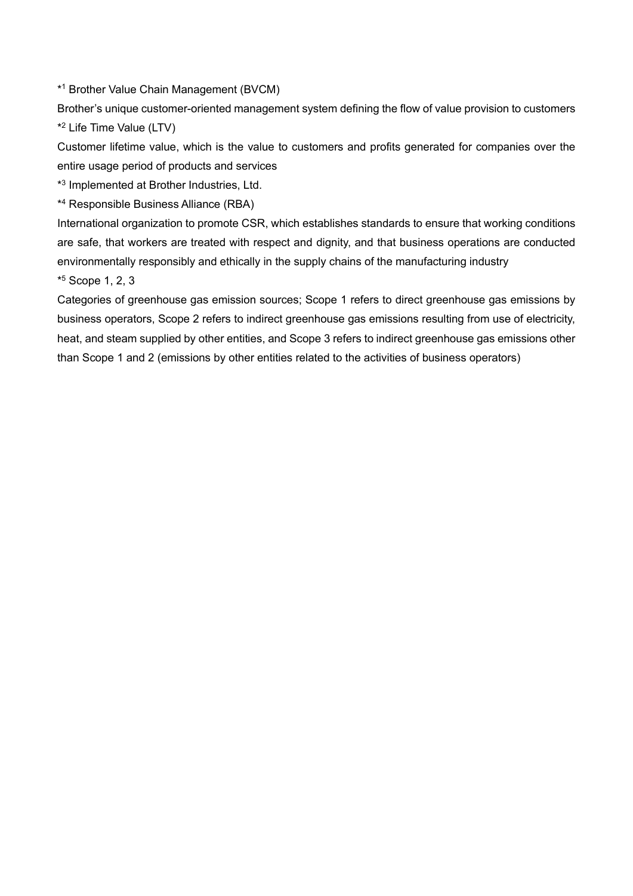*[1] Brother Value Chain Management (BVCM)

Brother's unique customer-oriented management system defining the flow of value provision to customers

*[2] Life Time Value (LTV)

Customer lifetime value, which is the value to customers and profits generated for companies over the entire usage period of products and services

*[3] Implemented at Brother Industries, Ltd.

*[4] Responsible Business Alliance (RBA)

International organization to promote CSR, which establishes standards to ensure that working conditions are safe, that workers are treated with respect and dignity, and that business operations are conducted environmentally responsibly and ethically in the supply chains of the manufacturing industry

*[5] Scope 1, 2, 3

Categories of greenhouse gas emission sources; Scope 1 refers to direct greenhouse gas emissions by business operators, Scope 2 refers to indirect greenhouse gas emissions resulting from use of electricity, heat, and steam supplied by other entities, and Scope 3 refers to indirect greenhouse gas emissions other than Scope 1 and 2 (emissions by other entities related to the activities of business operators)